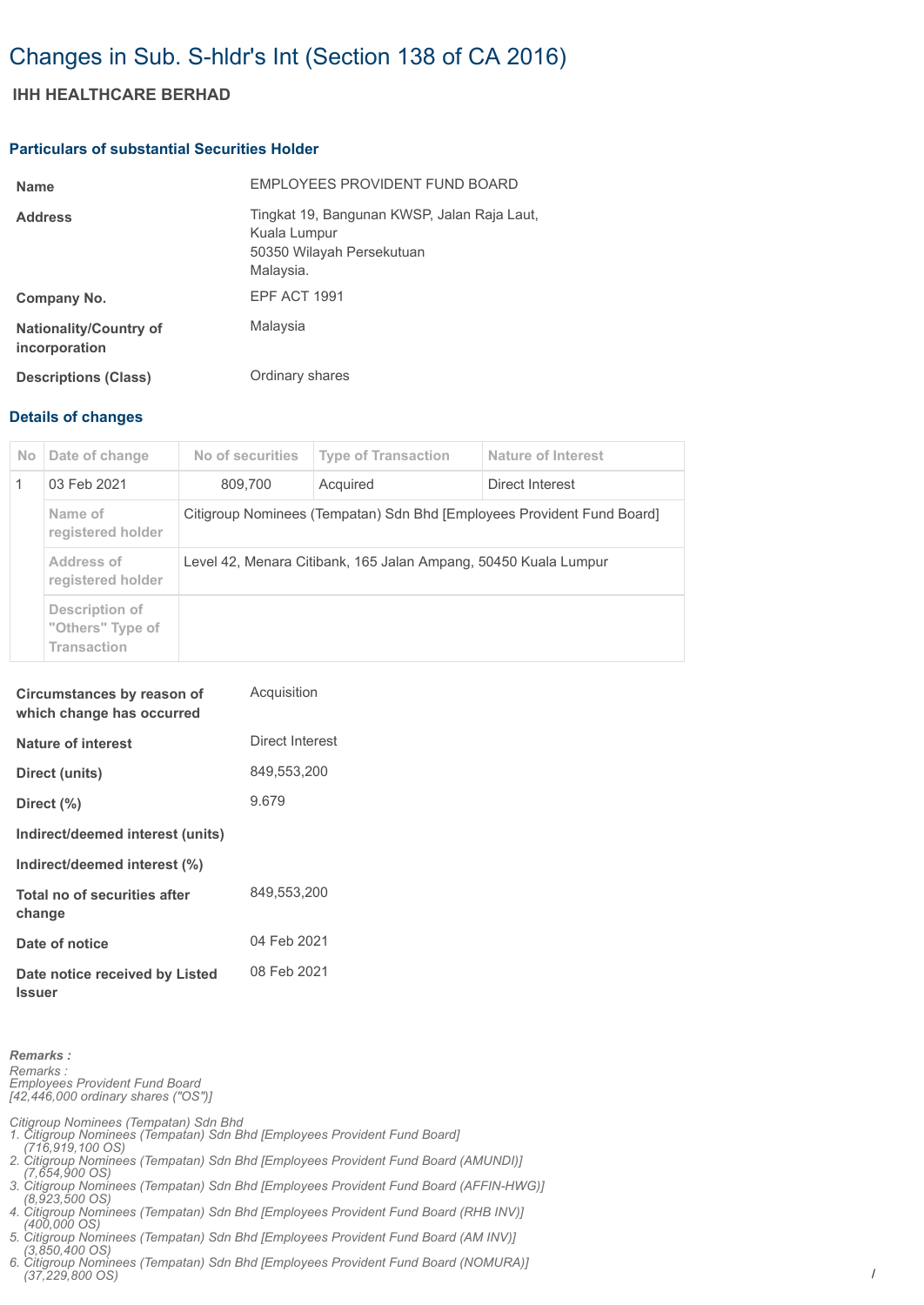# Changes in Sub. S-hldr's Int (Section 138 of CA 2016)

## IHH HEALTHCARE BERHAD

### Particulars of substantial Securities Holder

| | |
|---|---|
| **Name** | EMPLOYEES PROVIDENT FUND BOARD |
| **Address** | Tingkat 19, Bangunan KWSP, Jalan Raja Laut, Kuala Lumpur 50350 Wilayah Persekutuan Malaysia. |
| **Company No.** | EPF ACT 1991 |
| **Nationality/Country of incorporation** | Malaysia |
| **Descriptions (Class)** | Ordinary shares |

### Details of changes

| No | Date of change | No of securities | Type of Transaction | Nature of Interest |
|---|---|---|---|---|
| 1 | 03 Feb 2021 | 809,700 | Acquired | Direct Interest |
| | Name of registered holder | Citigroup Nominees (Tempatan) Sdn Bhd [Employees Provident Fund Board] | | |
| | Address of registered holder | Level 42, Menara Citibank, 165 Jalan Ampang, 50450 Kuala Lumpur | | |
| | Description of "Others" Type of Transaction | | | |

| | |
|---|---|
| **Circumstances by reason of which change has occurred** | Acquisition |
| **Nature of interest** | Direct Interest |
| **Direct (units)** | 849,553,200 |
| **Direct (%)** | 9.679 |
| **Indirect/deemed interest (units)** | |
| **Indirect/deemed interest (%)** | |
| **Total no of securities after change** | 849,553,200 |
| **Date of notice** | 04 Feb 2021 |
| **Date notice received by Listed Issuer** | 08 Feb 2021 |

***Remarks :***

*Remarks :*
*Employees Provident Fund Board*
*[42,446,000 ordinary shares ("OS")]*

*Citigroup Nominees (Tempatan) Sdn Bhd*
1. *Citigroup Nominees (Tempatan) Sdn Bhd [Employees Provident Fund Board] (716,919,100 OS)*
2. *Citigroup Nominees (Tempatan) Sdn Bhd [Employees Provident Fund Board (AMUNDI)] (7,654,900 OS)*
3. *Citigroup Nominees (Tempatan) Sdn Bhd [Employees Provident Fund Board (AFFIN-HWG)] (8,923,500 OS)*
4. *Citigroup Nominees (Tempatan) Sdn Bhd [Employees Provident Fund Board (RHB INV)] (400,000 OS)*
5. *Citigroup Nominees (Tempatan) Sdn Bhd [Employees Provident Fund Board (AM INV)] (3,850,400 OS)*
6. *Citigroup Nominees (Tempatan) Sdn Bhd [Employees Provident Fund Board (NOMURA)] (37,229,800 OS)*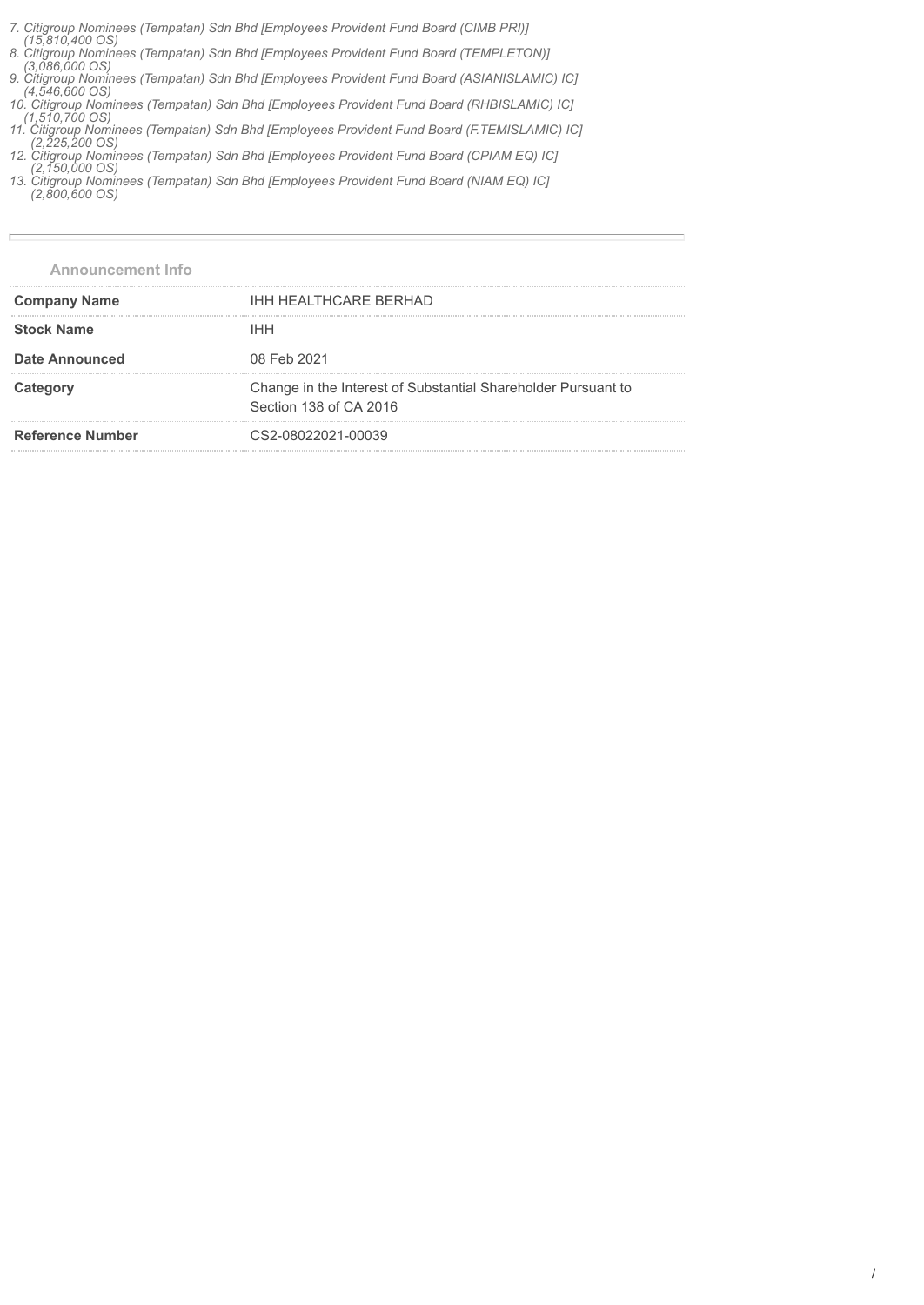*7. Citigroup Nominees (Tempatan) Sdn Bhd [Employees Provident Fund Board (CIMB PRI)]*
*(15,810,400 OS)*
*8. Citigroup Nominees (Tempatan) Sdn Bhd [Employees Provident Fund Board (TEMPLETON)]*
*(3,086,000 OS)*
*9. Citigroup Nominees (Tempatan) Sdn Bhd [Employees Provident Fund Board (ASIANISLAMIC) IC]*
*(4,546,600 OS)*
*10. Citigroup Nominees (Tempatan) Sdn Bhd [Employees Provident Fund Board (RHBISLAMIC) IC]*
*(1,510,700 OS)*
*11. Citigroup Nominees (Tempatan) Sdn Bhd [Employees Provident Fund Board (F.TEMISLAMIC) IC]*
*(2,225,200 OS)*
*12. Citigroup Nominees (Tempatan) Sdn Bhd [Employees Provident Fund Board (CPIAM EQ) IC]*
*(2,150,000 OS)*
*13. Citigroup Nominees (Tempatan) Sdn Bhd [Employees Provident Fund Board (NIAM EQ) IC]*
*(2,800,600 OS)*

### Announcement Info

| | |
|---|---|
| **Company Name** | IHH HEALTHCARE BERHAD |
| **Stock Name** | IHH |
| **Date Announced** | 08 Feb 2021 |
| **Category** | Change in the Interest of Substantial Shareholder Pursuant to Section 138 of CA 2016 |
| **Reference Number** | CS2-08022021-00039 |